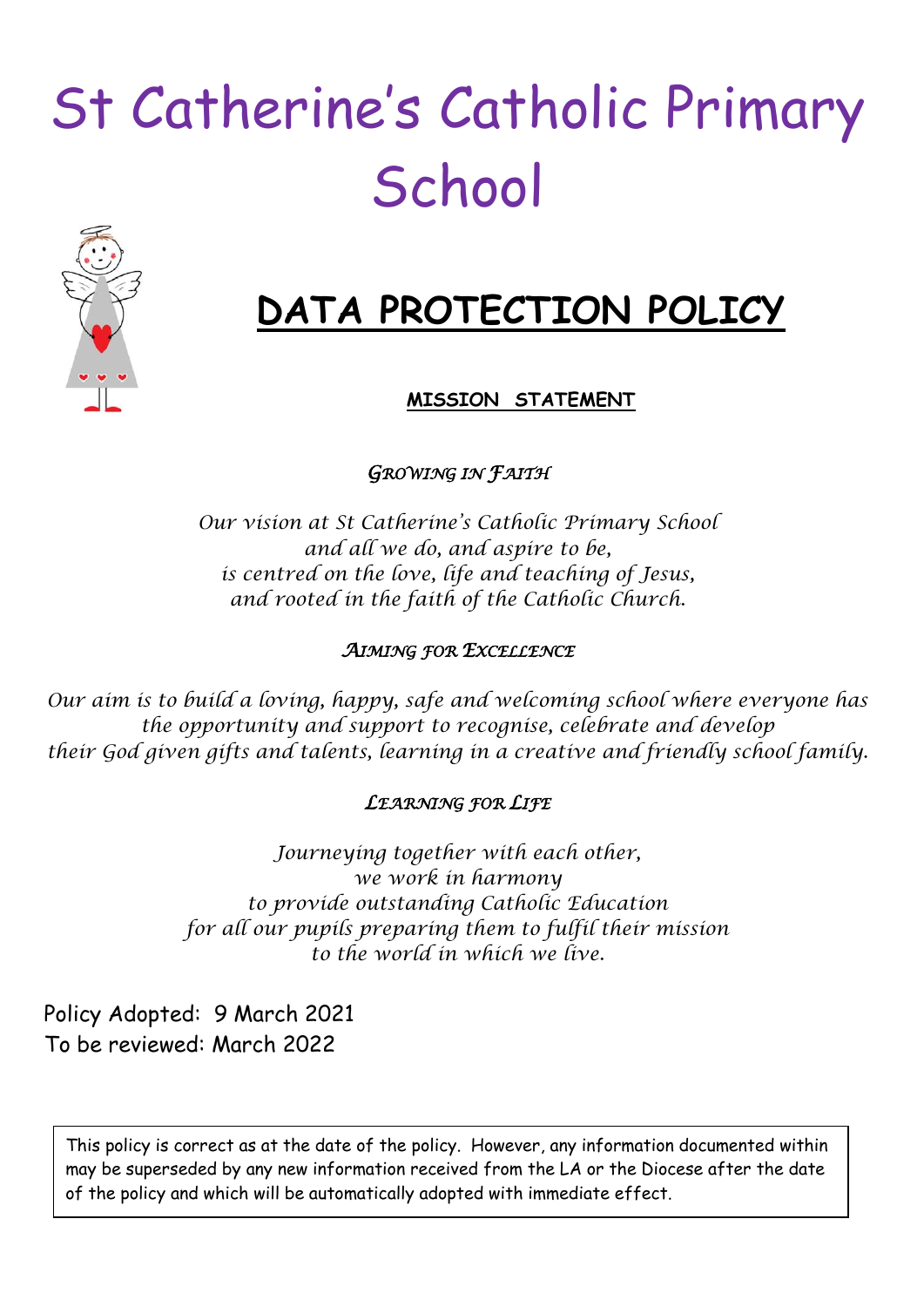# St Catherine's Catholic Primary School

## DATA PROTECTION POLICY

**MISSION STATEMENT**

*GROWING IN FAITH*

*Our vision at St Catherine's Catholic Primary School*
*and all we do, and aspire to be,*
*is centred on the love, life and teaching of Jesus,*
*and rooted in the faith of the Catholic Church.*

*AIMING FOR EXCELLENCE*

*Our aim is to build a loving, happy, safe and welcoming school where everyone has the opportunity and support to recognise, celebrate and develop their God given gifts and talents, learning in a creative and friendly school family.*

*LEARNING FOR LIFE*

*Journeying together with each other,*
*we work in harmony*
*to provide outstanding Catholic Education*
*for all our pupils preparing them to fulfil their mission*
*to the world in which we live.*

Policy Adopted: 9 March 2021
To be reviewed: March 2022

This policy is correct as at the date of the policy. However, any information documented within may be superseded by any new information received from the LA or the Diocese after the date of the policy and which will be automatically adopted with immediate effect.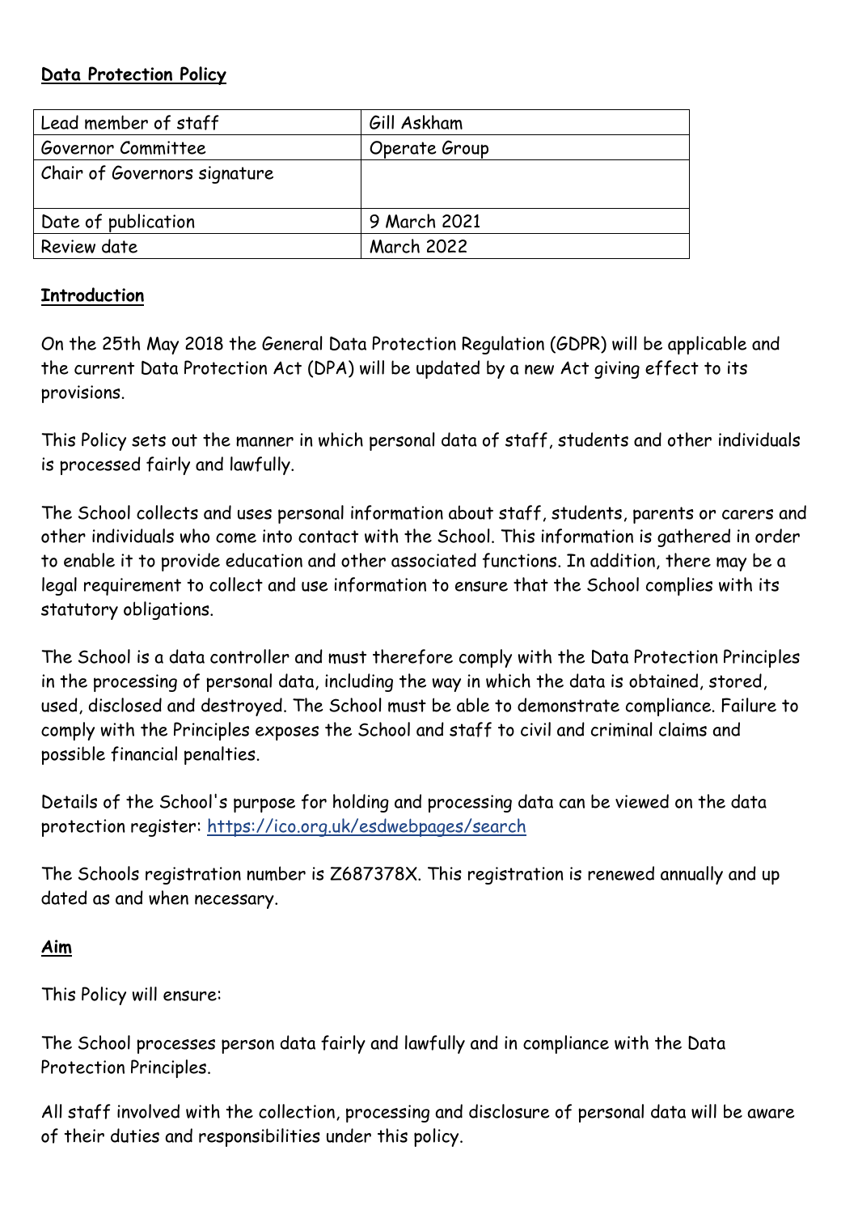**Data Protection Policy**

| Lead member of staff | Gill Askham |
|---|---|
| Governor Committee | Operate Group |
| Chair of Governors signature | |
| Date of publication | 9 March 2021 |
| Review date | March 2022 |

**Introduction**

On the 25th May 2018 the General Data Protection Regulation (GDPR) will be applicable and the current Data Protection Act (DPA) will be updated by a new Act giving effect to its provisions.

This Policy sets out the manner in which personal data of staff, students and other individuals is processed fairly and lawfully.

The School collects and uses personal information about staff, students, parents or carers and other individuals who come into contact with the School. This information is gathered in order to enable it to provide education and other associated functions. In addition, there may be a legal requirement to collect and use information to ensure that the School complies with its statutory obligations.

The School is a data controller and must therefore comply with the Data Protection Principles in the processing of personal data, including the way in which the data is obtained, stored, used, disclosed and destroyed. The School must be able to demonstrate compliance. Failure to comply with the Principles exposes the School and staff to civil and criminal claims and possible financial penalties.

Details of the School's purpose for holding and processing data can be viewed on the data protection register: https://ico.org.uk/esdwebpages/search

The Schools registration number is Z687378X. This registration is renewed annually and up dated as and when necessary.

**Aim**

This Policy will ensure:

The School processes person data fairly and lawfully and in compliance with the Data Protection Principles.

All staff involved with the collection, processing and disclosure of personal data will be aware of their duties and responsibilities under this policy.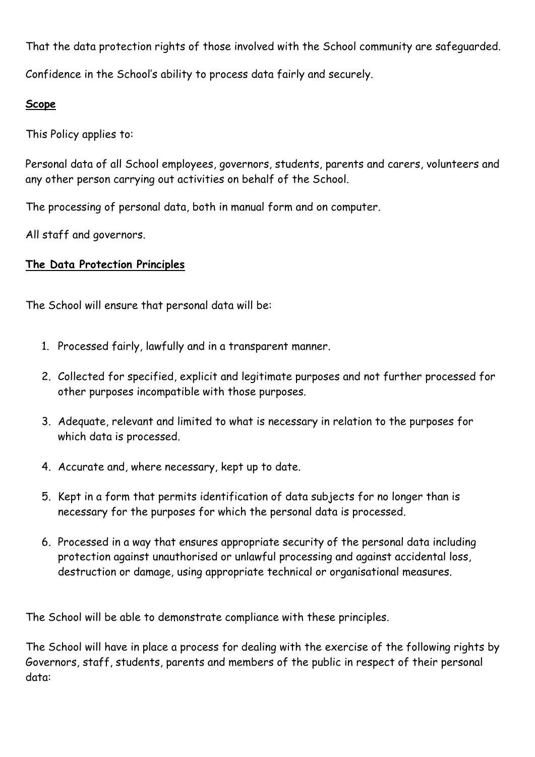That the data protection rights of those involved with the School community are safeguarded.

Confidence in the School's ability to process data fairly and securely.

## Scope

This Policy applies to:

Personal data of all School employees, governors, students, parents and carers, volunteers and any other person carrying out activities on behalf of the School.

The processing of personal data, both in manual form and on computer.

All staff and governors.

## The Data Protection Principles

The School will ensure that personal data will be:

1. Processed fairly, lawfully and in a transparent manner.
2. Collected for specified, explicit and legitimate purposes and not further processed for other purposes incompatible with those purposes.
3. Adequate, relevant and limited to what is necessary in relation to the purposes for which data is processed.
4. Accurate and, where necessary, kept up to date.
5. Kept in a form that permits identification of data subjects for no longer than is necessary for the purposes for which the personal data is processed.
6. Processed in a way that ensures appropriate security of the personal data including protection against unauthorised or unlawful processing and against accidental loss, destruction or damage, using appropriate technical or organisational measures.

The School will be able to demonstrate compliance with these principles.

The School will have in place a process for dealing with the exercise of the following rights by Governors, staff, students, parents and members of the public in respect of their personal data: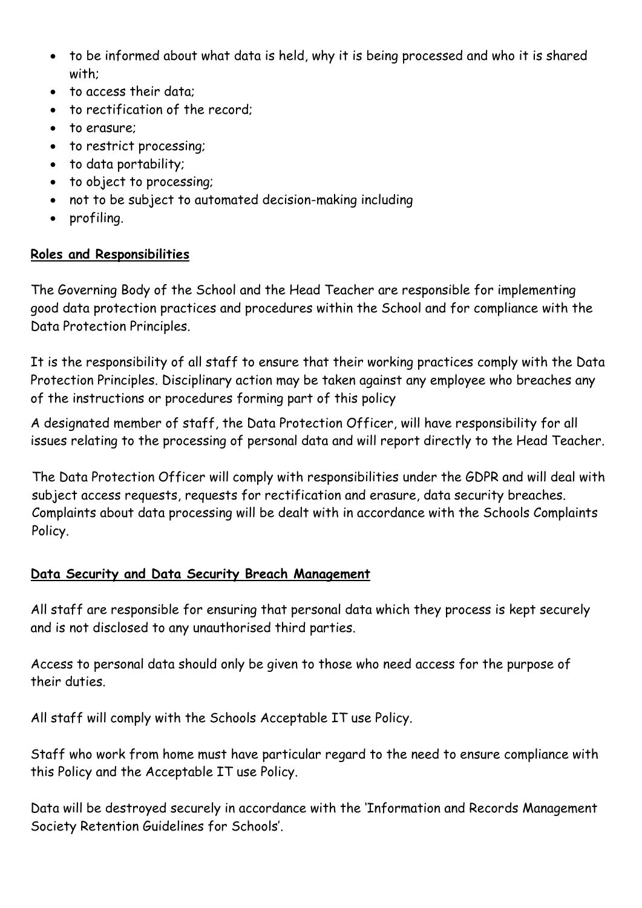- to be informed about what data is held, why it is being processed and who it is shared with;
- to access their data;
- to rectification of the record;
- to erasure;
- to restrict processing;
- to data portability;
- to object to processing;
- not to be subject to automated decision-making including
- profiling.

**Roles and Responsibilities**

The Governing Body of the School and the Head Teacher are responsible for implementing good data protection practices and procedures within the School and for compliance with the Data Protection Principles.

It is the responsibility of all staff to ensure that their working practices comply with the Data Protection Principles. Disciplinary action may be taken against any employee who breaches any of the instructions or procedures forming part of this policy

A designated member of staff, the Data Protection Officer, will have responsibility for all issues relating to the processing of personal data and will report directly to the Head Teacher.

The Data Protection Officer will comply with responsibilities under the GDPR and will deal with subject access requests, requests for rectification and erasure, data security breaches. Complaints about data processing will be dealt with in accordance with the Schools Complaints Policy.

**Data Security and Data Security Breach Management**

All staff are responsible for ensuring that personal data which they process is kept securely and is not disclosed to any unauthorised third parties.

Access to personal data should only be given to those who need access for the purpose of their duties.

All staff will comply with the Schools Acceptable IT use Policy.

Staff who work from home must have particular regard to the need to ensure compliance with this Policy and the Acceptable IT use Policy.

Data will be destroyed securely in accordance with the 'Information and Records Management Society Retention Guidelines for Schools'.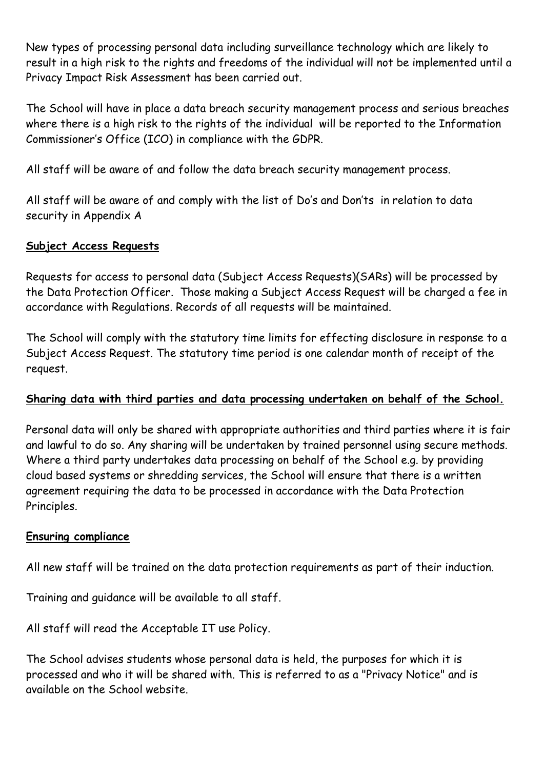New types of processing personal data including surveillance technology which are likely to result in a high risk to the rights and freedoms of the individual will not be implemented until a Privacy Impact Risk Assessment has been carried out.

The School will have in place a data breach security management process and serious breaches where there is a high risk to the rights of the individual will be reported to the Information Commissioner's Office (ICO) in compliance with the GDPR.

All staff will be aware of and follow the data breach security management process.

All staff will be aware of and comply with the list of Do's and Don'ts in relation to data security in Appendix A

## Subject Access Requests

Requests for access to personal data (Subject Access Requests)(SARs) will be processed by the Data Protection Officer. Those making a Subject Access Request will be charged a fee in accordance with Regulations. Records of all requests will be maintained.

The School will comply with the statutory time limits for effecting disclosure in response to a Subject Access Request. The statutory time period is one calendar month of receipt of the request.

## Sharing data with third parties and data processing undertaken on behalf of the School.

Personal data will only be shared with appropriate authorities and third parties where it is fair and lawful to do so. Any sharing will be undertaken by trained personnel using secure methods. Where a third party undertakes data processing on behalf of the School e.g. by providing cloud based systems or shredding services, the School will ensure that there is a written agreement requiring the data to be processed in accordance with the Data Protection Principles.

## Ensuring compliance

All new staff will be trained on the data protection requirements as part of their induction.

Training and guidance will be available to all staff.

All staff will read the Acceptable IT use Policy.

The School advises students whose personal data is held, the purposes for which it is processed and who it will be shared with. This is referred to as a "Privacy Notice" and is available on the School website.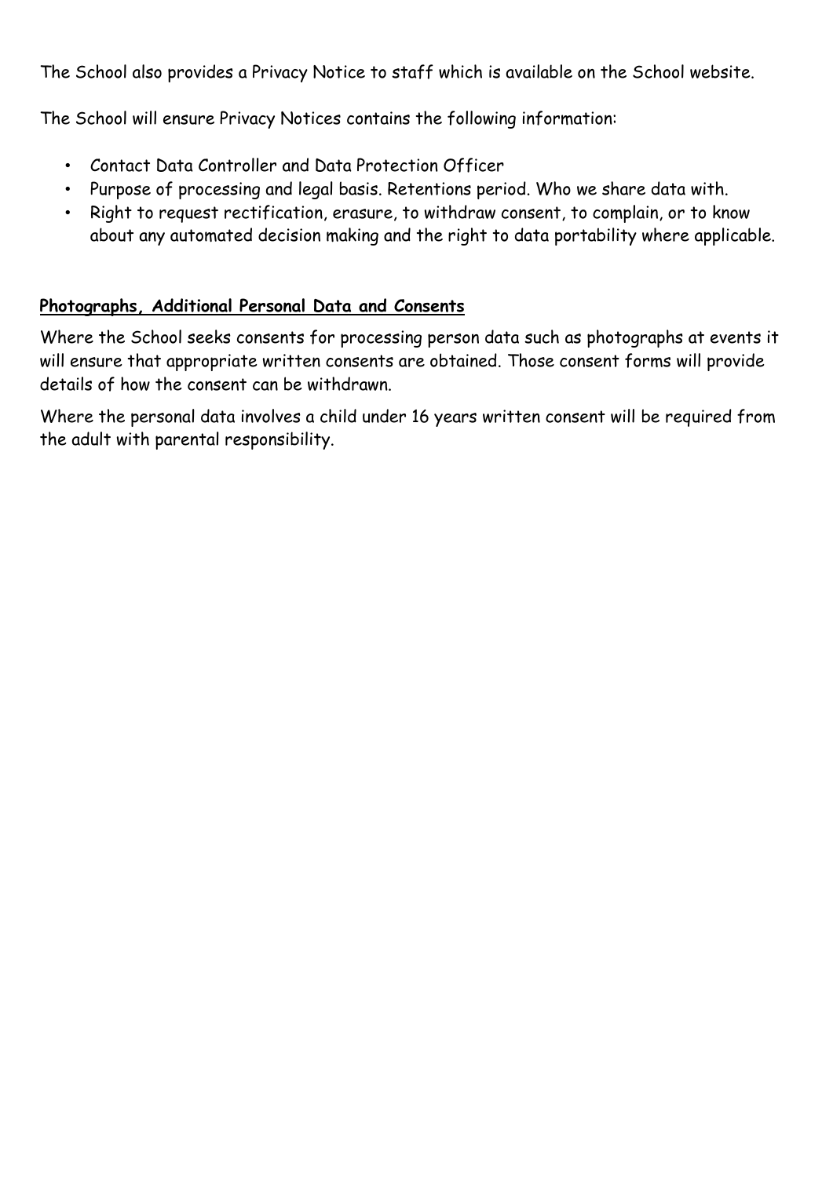The School also provides a Privacy Notice to staff which is available on the School website.

The School will ensure Privacy Notices contains the following information:

- Contact Data Controller and Data Protection Officer
- Purpose of processing and legal basis. Retentions period. Who we share data with.
- Right to request rectification, erasure, to withdraw consent, to complain, or to know about any automated decision making and the right to data portability where applicable.

**Photographs, Additional Personal Data and Consents**

Where the School seeks consents for processing person data such as photographs at events it will ensure that appropriate written consents are obtained. Those consent forms will provide details of how the consent can be withdrawn.

Where the personal data involves a child under 16 years written consent will be required from the adult with parental responsibility.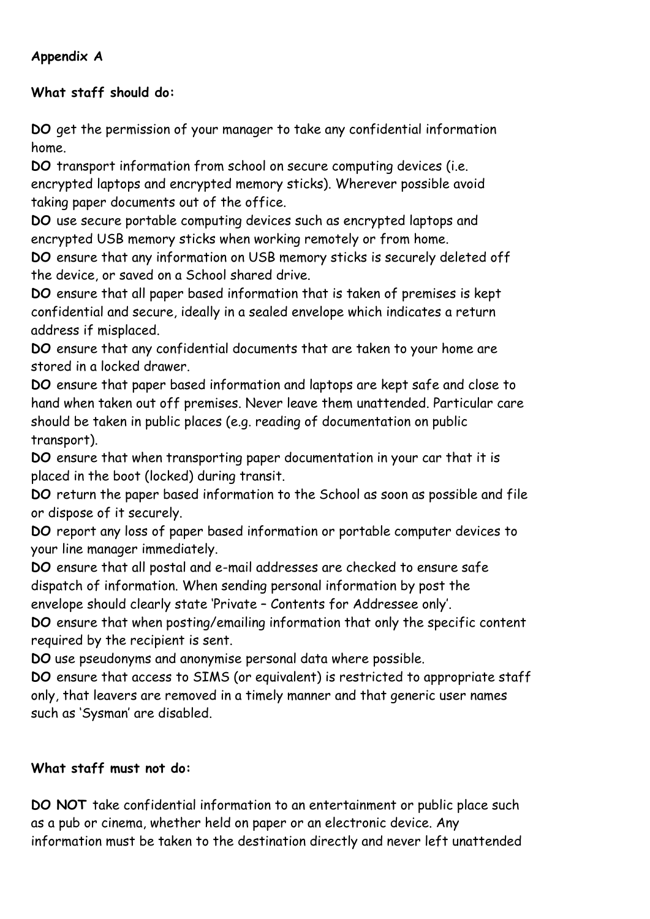**Appendix A**

**What staff should do:**

**DO** get the permission of your manager to take any confidential information home.
**DO** transport information from school on secure computing devices (i.e. encrypted laptops and encrypted memory sticks). Wherever possible avoid taking paper documents out of the office.
**DO** use secure portable computing devices such as encrypted laptops and encrypted USB memory sticks when working remotely or from home.
**DO** ensure that any information on USB memory sticks is securely deleted off the device, or saved on a School shared drive.
**DO** ensure that all paper based information that is taken of premises is kept confidential and secure, ideally in a sealed envelope which indicates a return address if misplaced.
**DO** ensure that any confidential documents that are taken to your home are stored in a locked drawer.
**DO** ensure that paper based information and laptops are kept safe and close to hand when taken out off premises. Never leave them unattended. Particular care should be taken in public places (e.g. reading of documentation on public transport).
**DO** ensure that when transporting paper documentation in your car that it is placed in the boot (locked) during transit.
**DO** return the paper based information to the School as soon as possible and file or dispose of it securely.
**DO** report any loss of paper based information or portable computer devices to your line manager immediately.
**DO** ensure that all postal and e-mail addresses are checked to ensure safe dispatch of information. When sending personal information by post the envelope should clearly state 'Private – Contents for Addressee only'.
**DO** ensure that when posting/emailing information that only the specific content required by the recipient is sent.
**DO** use pseudonyms and anonymise personal data where possible.
**DO** ensure that access to SIMS (or equivalent) is restricted to appropriate staff only, that leavers are removed in a timely manner and that generic user names such as 'Sysman' are disabled.

**What staff must not do:**

**DO NOT** take confidential information to an entertainment or public place such as a pub or cinema, whether held on paper or an electronic device. Any information must be taken to the destination directly and never left unattended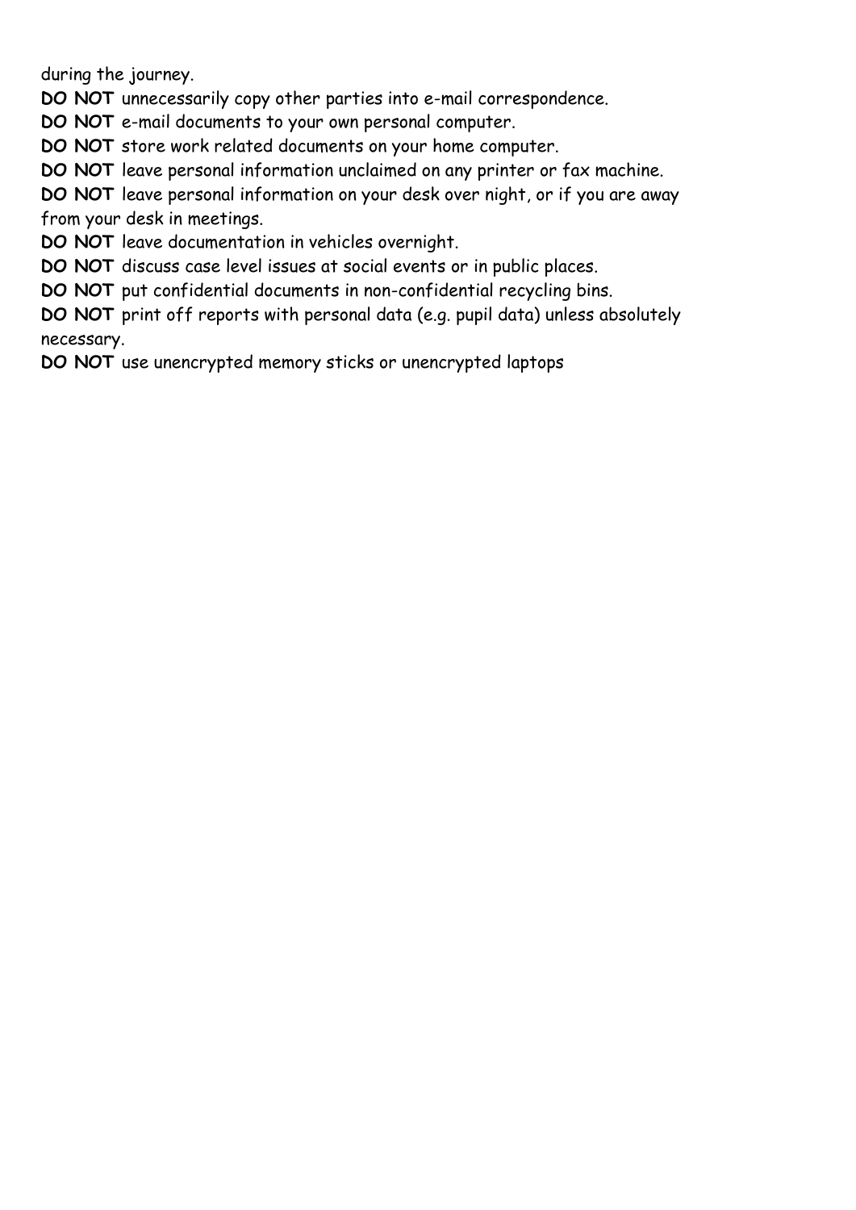during the journey.

**DO NOT** unnecessarily copy other parties into e-mail correspondence.

**DO NOT** e-mail documents to your own personal computer.

**DO NOT** store work related documents on your home computer.

**DO NOT** leave personal information unclaimed on any printer or fax machine.

**DO NOT** leave personal information on your desk over night, or if you are away from your desk in meetings.

**DO NOT** leave documentation in vehicles overnight.

**DO NOT** discuss case level issues at social events or in public places.

**DO NOT** put confidential documents in non-confidential recycling bins.

**DO NOT** print off reports with personal data (e.g. pupil data) unless absolutely necessary.

**DO NOT** use unencrypted memory sticks or unencrypted laptops